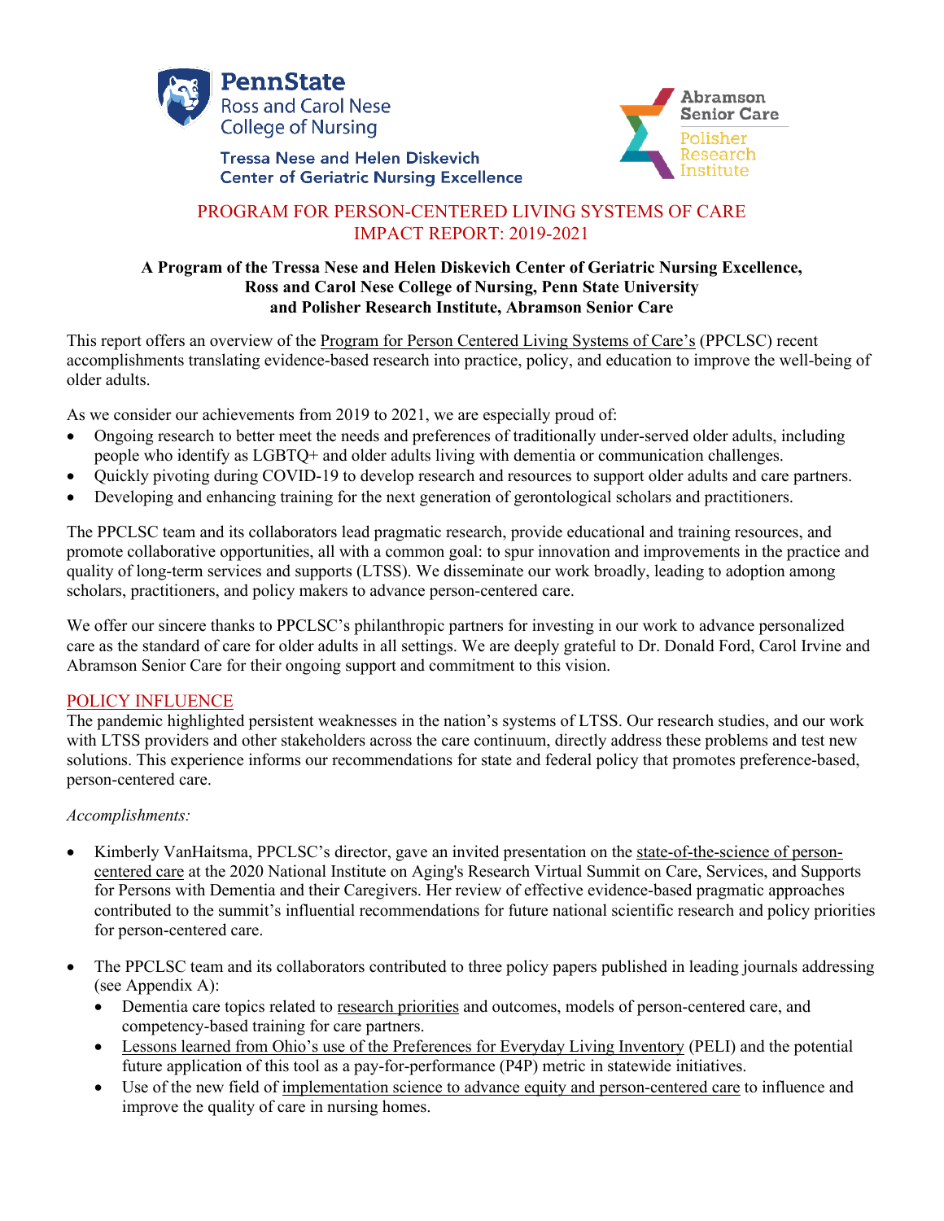PennState
Ross and Carol Nese
College of Nursing

Tressa Nese and Helen Diskevich
Center of Geriatric Nursing Excellence

Abramson Senior Care
Polisher Research Institute

# PROGRAM FOR PERSON-CENTERED LIVING SYSTEMS OF CARE
# IMPACT REPORT: 2019-2021

**A Program of the Tressa Nese and Helen Diskevich Center of Geriatric Nursing Excellence, Ross and Carol Nese College of Nursing, Penn State University and Polisher Research Institute, Abramson Senior Care**

This report offers an overview of the Program for Person Centered Living Systems of Care's (PPCLSC) recent accomplishments translating evidence-based research into practice, policy, and education to improve the well-being of older adults.

As we consider our achievements from 2019 to 2021, we are especially proud of:

- Ongoing research to better meet the needs and preferences of traditionally under-served older adults, including people who identify as LGBTQ+ and older adults living with dementia or communication challenges.
- Quickly pivoting during COVID-19 to develop research and resources to support older adults and care partners.
- Developing and enhancing training for the next generation of gerontological scholars and practitioners.

The PPCLSC team and its collaborators lead pragmatic research, provide educational and training resources, and promote collaborative opportunities, all with a common goal: to spur innovation and improvements in the practice and quality of long-term services and supports (LTSS). We disseminate our work broadly, leading to adoption among scholars, practitioners, and policy makers to advance person-centered care.

We offer our sincere thanks to PPCLSC's philanthropic partners for investing in our work to advance personalized care as the standard of care for older adults in all settings. We are deeply grateful to Dr. Donald Ford, Carol Irvine and Abramson Senior Care for their ongoing support and commitment to this vision.

## POLICY INFLUENCE

The pandemic highlighted persistent weaknesses in the nation's systems of LTSS. Our research studies, and our work with LTSS providers and other stakeholders across the care continuum, directly address these problems and test new solutions. This experience informs our recommendations for state and federal policy that promotes preference-based, person-centered care.

*Accomplishments:*

- Kimberly VanHaitsma, PPCLSC's director, gave an invited presentation on the state-of-the-science of person-centered care at the 2020 National Institute on Aging's Research Virtual Summit on Care, Services, and Supports for Persons with Dementia and their Caregivers. Her review of effective evidence-based pragmatic approaches contributed to the summit's influential recommendations for future national scientific research and policy priorities for person-centered care.

- The PPCLSC team and its collaborators contributed to three policy papers published in leading journals addressing (see Appendix A):
  - Dementia care topics related to research priorities and outcomes, models of person-centered care, and competency-based training for care partners.
  - Lessons learned from Ohio's use of the Preferences for Everyday Living Inventory (PELI) and the potential future application of this tool as a pay-for-performance (P4P) metric in statewide initiatives.
  - Use of the new field of implementation science to advance equity and person-centered care to influence and improve the quality of care in nursing homes.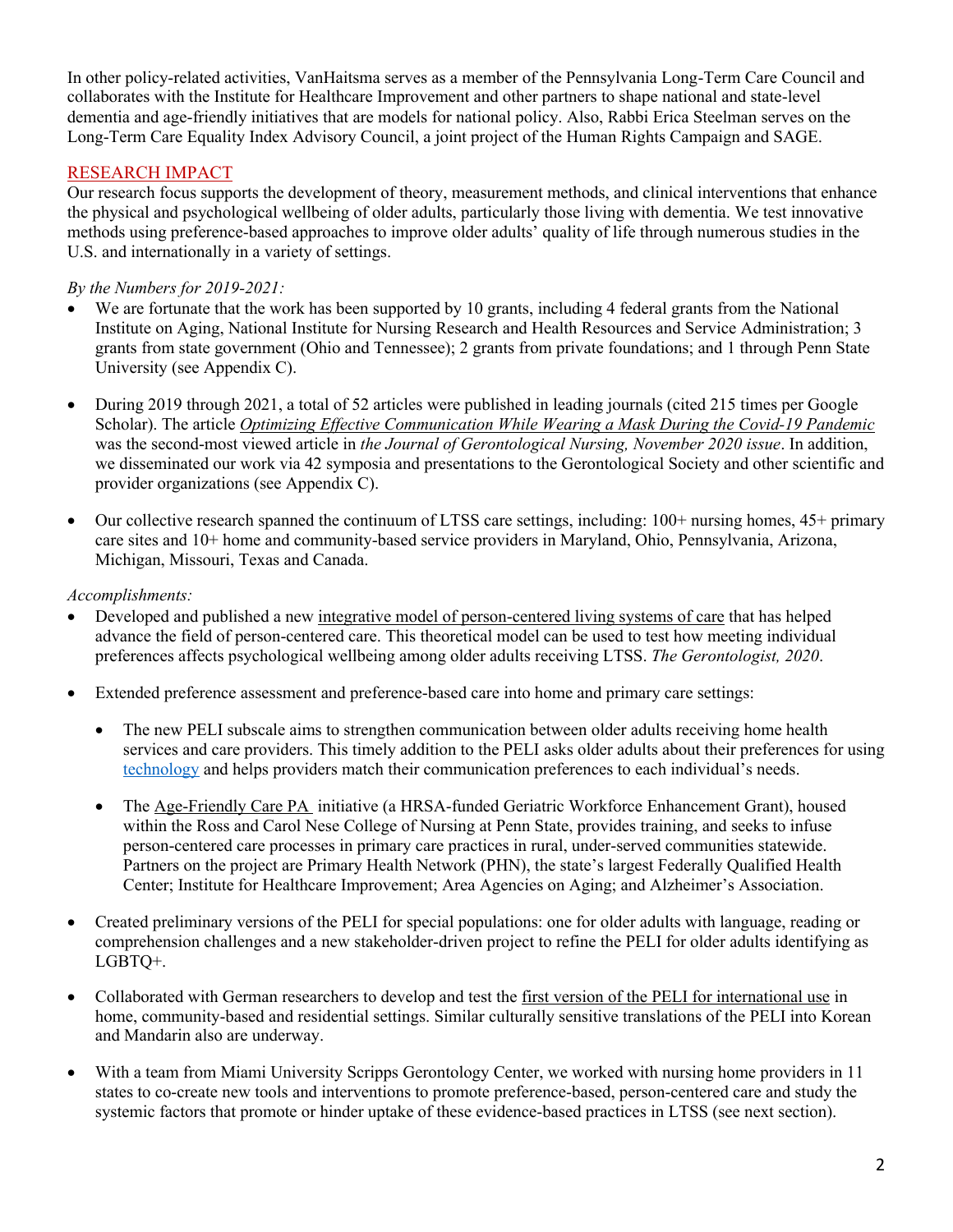In other policy-related activities, VanHaitsma serves as a member of the Pennsylvania Long-Term Care Council and collaborates with the Institute for Healthcare Improvement and other partners to shape national and state-level dementia and age-friendly initiatives that are models for national policy. Also, Rabbi Erica Steelman serves on the Long-Term Care Equality Index Advisory Council, a joint project of the Human Rights Campaign and SAGE.

## RESEARCH IMPACT

Our research focus supports the development of theory, measurement methods, and clinical interventions that enhance the physical and psychological wellbeing of older adults, particularly those living with dementia. We test innovative methods using preference-based approaches to improve older adults' quality of life through numerous studies in the U.S. and internationally in a variety of settings.

*By the Numbers for 2019-2021:*

- We are fortunate that the work has been supported by 10 grants, including 4 federal grants from the National Institute on Aging, National Institute for Nursing Research and Health Resources and Service Administration; 3 grants from state government (Ohio and Tennessee); 2 grants from private foundations; and 1 through Penn State University (see Appendix C).
- During 2019 through 2021, a total of 52 articles were published in leading journals (cited 215 times per Google Scholar). The article *Optimizing Effective Communication While Wearing a Mask During the Covid-19 Pandemic* was the second-most viewed article in *the Journal of Gerontological Nursing, November 2020 issue*. In addition, we disseminated our work via 42 symposia and presentations to the Gerontological Society and other scientific and provider organizations (see Appendix C).
- Our collective research spanned the continuum of LTSS care settings, including: 100+ nursing homes, 45+ primary care sites and 10+ home and community-based service providers in Maryland, Ohio, Pennsylvania, Arizona, Michigan, Missouri, Texas and Canada.

*Accomplishments:*

- Developed and published a new integrative model of person-centered living systems of care that has helped advance the field of person-centered care. This theoretical model can be used to test how meeting individual preferences affects psychological wellbeing among older adults receiving LTSS. *The Gerontologist, 2020*.
- Extended preference assessment and preference-based care into home and primary care settings:
  - The new PELI subscale aims to strengthen communication between older adults receiving home health services and care providers. This timely addition to the PELI asks older adults about their preferences for using technology and helps providers match their communication preferences to each individual's needs.
  - The Age-Friendly Care PA initiative (a HRSA-funded Geriatric Workforce Enhancement Grant), housed within the Ross and Carol Nese College of Nursing at Penn State, provides training, and seeks to infuse person-centered care processes in primary care practices in rural, under-served communities statewide. Partners on the project are Primary Health Network (PHN), the state's largest Federally Qualified Health Center; Institute for Healthcare Improvement; Area Agencies on Aging; and Alzheimer's Association.
- Created preliminary versions of the PELI for special populations: one for older adults with language, reading or comprehension challenges and a new stakeholder-driven project to refine the PELI for older adults identifying as LGBTQ+.
- Collaborated with German researchers to develop and test the first version of the PELI for international use in home, community-based and residential settings. Similar culturally sensitive translations of the PELI into Korean and Mandarin also are underway.
- With a team from Miami University Scripps Gerontology Center, we worked with nursing home providers in 11 states to co-create new tools and interventions to promote preference-based, person-centered care and study the systemic factors that promote or hinder uptake of these evidence-based practices in LTSS (see next section).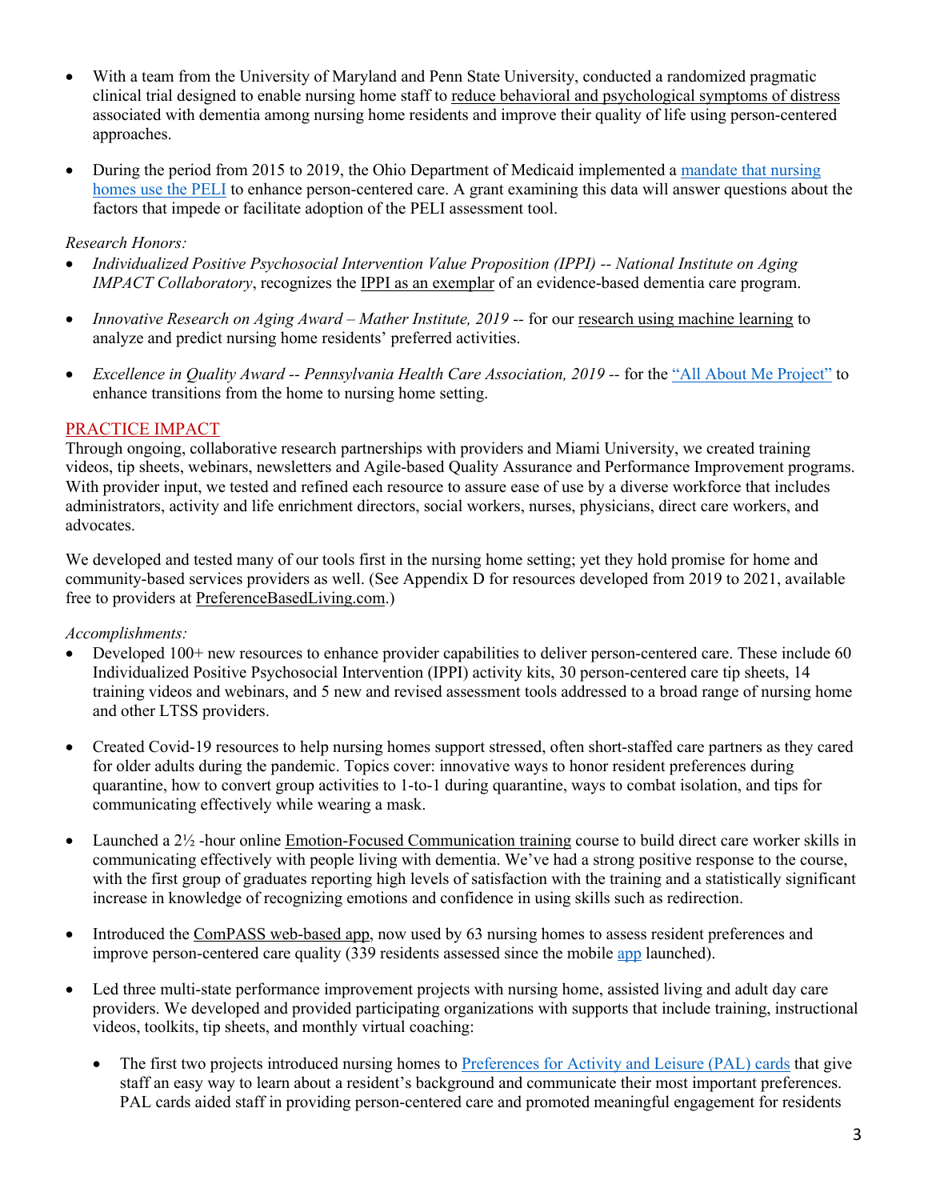- With a team from the University of Maryland and Penn State University, conducted a randomized pragmatic clinical trial designed to enable nursing home staff to reduce behavioral and psychological symptoms of distress associated with dementia among nursing home residents and improve their quality of life using person-centered approaches.

- During the period from 2015 to 2019, the Ohio Department of Medicaid implemented a mandate that nursing homes use the PELI to enhance person-centered care. A grant examining this data will answer questions about the factors that impede or facilitate adoption of the PELI assessment tool.

*Research Honors:*

- *Individualized Positive Psychosocial Intervention Value Proposition (IPPI) -- National Institute on Aging IMPACT Collaboratory*, recognizes the IPPI as an exemplar of an evidence-based dementia care program.

- *Innovative Research on Aging Award – Mather Institute, 2019* -- for our research using machine learning to analyze and predict nursing home residents' preferred activities.

- *Excellence in Quality Award -- Pennsylvania Health Care Association, 2019* -- for the "All About Me Project" to enhance transitions from the home to nursing home setting.

## PRACTICE IMPACT

Through ongoing, collaborative research partnerships with providers and Miami University, we created training videos, tip sheets, webinars, newsletters and Agile-based Quality Assurance and Performance Improvement programs. With provider input, we tested and refined each resource to assure ease of use by a diverse workforce that includes administrators, activity and life enrichment directors, social workers, nurses, physicians, direct care workers, and advocates.

We developed and tested many of our tools first in the nursing home setting; yet they hold promise for home and community-based services providers as well. (See Appendix D for resources developed from 2019 to 2021, available free to providers at PreferenceBasedLiving.com.)

*Accomplishments:*

- Developed 100+ new resources to enhance provider capabilities to deliver person-centered care. These include 60 Individualized Positive Psychosocial Intervention (IPPI) activity kits, 30 person-centered care tip sheets, 14 training videos and webinars, and 5 new and revised assessment tools addressed to a broad range of nursing home and other LTSS providers.

- Created Covid-19 resources to help nursing homes support stressed, often short-staffed care partners as they cared for older adults during the pandemic. Topics cover: innovative ways to honor resident preferences during quarantine, how to convert group activities to 1-to-1 during quarantine, ways to combat isolation, and tips for communicating effectively while wearing a mask.

- Launched a 2½ -hour online Emotion-Focused Communication training course to build direct care worker skills in communicating effectively with people living with dementia. We've had a strong positive response to the course, with the first group of graduates reporting high levels of satisfaction with the training and a statistically significant increase in knowledge of recognizing emotions and confidence in using skills such as redirection.

- Introduced the ComPASS web-based app, now used by 63 nursing homes to assess resident preferences and improve person-centered care quality (339 residents assessed since the mobile app launched).

- Led three multi-state performance improvement projects with nursing home, assisted living and adult day care providers. We developed and provided participating organizations with supports that include training, instructional videos, toolkits, tip sheets, and monthly virtual coaching:

  - The first two projects introduced nursing homes to Preferences for Activity and Leisure (PAL) cards that give staff an easy way to learn about a resident's background and communicate their most important preferences. PAL cards aided staff in providing person-centered care and promoted meaningful engagement for residents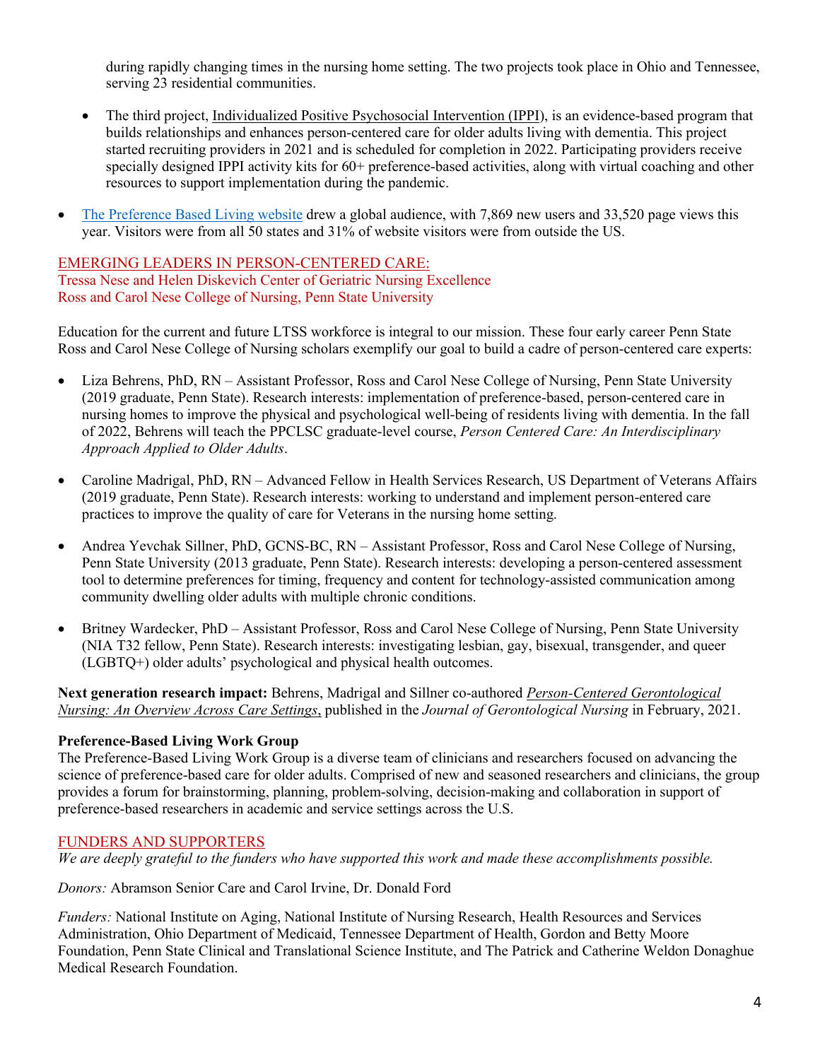during rapidly changing times in the nursing home setting. The two projects took place in Ohio and Tennessee, serving 23 residential communities.

- The third project, Individualized Positive Psychosocial Intervention (IPPI), is an evidence-based program that builds relationships and enhances person-centered care for older adults living with dementia. This project started recruiting providers in 2021 and is scheduled for completion in 2022. Participating providers receive specially designed IPPI activity kits for 60+ preference-based activities, along with virtual coaching and other resources to support implementation during the pandemic.

- The Preference Based Living website drew a global audience, with 7,869 new users and 33,520 page views this year. Visitors were from all 50 states and 31% of website visitors were from outside the US.

## EMERGING LEADERS IN PERSON-CENTERED CARE:
Tressa Nese and Helen Diskevich Center of Geriatric Nursing Excellence
Ross and Carol Nese College of Nursing, Penn State University

Education for the current and future LTSS workforce is integral to our mission. These four early career Penn State Ross and Carol Nese College of Nursing scholars exemplify our goal to build a cadre of person-centered care experts:

- Liza Behrens, PhD, RN – Assistant Professor, Ross and Carol Nese College of Nursing, Penn State University (2019 graduate, Penn State). Research interests: implementation of preference-based, person-centered care in nursing homes to improve the physical and psychological well-being of residents living with dementia. In the fall of 2022, Behrens will teach the PPCLSC graduate-level course, *Person Centered Care: An Interdisciplinary Approach Applied to Older Adults*.

- Caroline Madrigal, PhD, RN – Advanced Fellow in Health Services Research, US Department of Veterans Affairs (2019 graduate, Penn State). Research interests: working to understand and implement person-entered care practices to improve the quality of care for Veterans in the nursing home setting.

- Andrea Yevchak Sillner, PhD, GCNS-BC, RN – Assistant Professor, Ross and Carol Nese College of Nursing, Penn State University (2013 graduate, Penn State). Research interests: developing a person-centered assessment tool to determine preferences for timing, frequency and content for technology-assisted communication among community dwelling older adults with multiple chronic conditions.

- Britney Wardecker, PhD – Assistant Professor, Ross and Carol Nese College of Nursing, Penn State University (NIA T32 fellow, Penn State). Research interests: investigating lesbian, gay, bisexual, transgender, and queer (LGBTQ+) older adults' psychological and physical health outcomes.

**Next generation research impact:** Behrens, Madrigal and Sillner co-authored *Person-Centered Gerontological Nursing: An Overview Across Care Settings*, published in the *Journal of Gerontological Nursing* in February, 2021.

**Preference-Based Living Work Group**
The Preference-Based Living Work Group is a diverse team of clinicians and researchers focused on advancing the science of preference-based care for older adults. Comprised of new and seasoned researchers and clinicians, the group provides a forum for brainstorming, planning, problem-solving, decision-making and collaboration in support of preference-based researchers in academic and service settings across the U.S.

## FUNDERS AND SUPPORTERS
*We are deeply grateful to the funders who have supported this work and made these accomplishments possible.*

*Donors:* Abramson Senior Care and Carol Irvine, Dr. Donald Ford

*Funders:* National Institute on Aging, National Institute of Nursing Research, Health Resources and Services Administration, Ohio Department of Medicaid, Tennessee Department of Health, Gordon and Betty Moore Foundation, Penn State Clinical and Translational Science Institute, and The Patrick and Catherine Weldon Donaghue Medical Research Foundation.